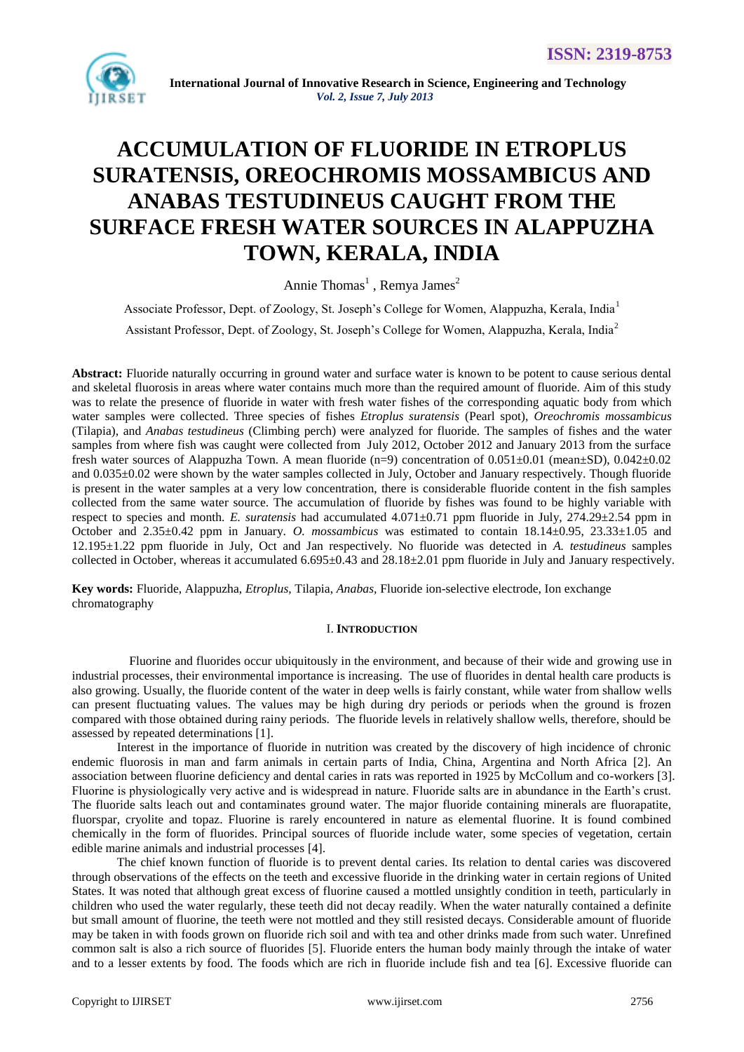# ACCUMULATION OF FLUORIDE IN ETROPLUS SURATENSIS, OREOCHROMIS MOSSAMBICUS AND ANABAS TESTUDINEUS CAUGHT FROM THE SURFACE FRESH WATER SOURCES IN ALAPPUZHA TOWN, KERALA, INDIA

Annie Thomas[1] , Remya James[2]

Associate Professor, Dept. of Zoology, St. Joseph's College for Women, Alappuzha, Kerala, India[1]

Assistant Professor, Dept. of Zoology, St. Joseph's College for Women, Alappuzha, Kerala, India[2]

**Abstract:** Fluoride naturally occurring in ground water and surface water is known to be potent to cause serious dental and skeletal fluorosis in areas where water contains much more than the required amount of fluoride. Aim of this study was to relate the presence of fluoride in water with fresh water fishes of the corresponding aquatic body from which water samples were collected. Three species of fishes *Etroplus suratensis* (Pearl spot), *Oreochromis mossambicus* (Tilapia), and *Anabas testudineus* (Climbing perch) were analyzed for fluoride. The samples of fishes and the water samples from where fish was caught were collected from July 2012, October 2012 and January 2013 from the surface fresh water sources of Alappuzha Town. A mean fluoride (n=9) concentration of 0.051±0.01 (mean±SD), 0.042±0.02 and 0.035±0.02 were shown by the water samples collected in July, October and January respectively. Though fluoride is present in the water samples at a very low concentration, there is considerable fluoride content in the fish samples collected from the same water source. The accumulation of fluoride by fishes was found to be highly variable with respect to species and month. *E. suratensis* had accumulated 4.071±0.71 ppm fluoride in July, 274.29±2.54 ppm in October and 2.35±0.42 ppm in January. *O. mossambicus* was estimated to contain 18.14±0.95, 23.33±1.05 and 12.195±1.22 ppm fluoride in July, Oct and Jan respectively. No fluoride was detected in *A. testudineus* samples collected in October, whereas it accumulated 6.695±0.43 and 28.18±2.01 ppm fluoride in July and January respectively.

**Key words:** Fluoride, Alappuzha, *Etroplus*, Tilapia, *Anabas*, Fluoride ion-selective electrode, Ion exchange chromatography

## I. INTRODUCTION

Fluorine and fluorides occur ubiquitously in the environment, and because of their wide and growing use in industrial processes, their environmental importance is increasing. The use of fluorides in dental health care products is also growing. Usually, the fluoride content of the water in deep wells is fairly constant, while water from shallow wells can present fluctuating values. The values may be high during dry periods or periods when the ground is frozen compared with those obtained during rainy periods. The fluoride levels in relatively shallow wells, therefore, should be assessed by repeated determinations [1].

Interest in the importance of fluoride in nutrition was created by the discovery of high incidence of chronic endemic fluorosis in man and farm animals in certain parts of India, China, Argentina and North Africa [2]. An association between fluorine deficiency and dental caries in rats was reported in 1925 by McCollum and co-workers [3]. Fluorine is physiologically very active and is widespread in nature. Fluoride salts are in abundance in the Earth's crust. The fluoride salts leach out and contaminates ground water. The major fluoride containing minerals are fluorapatite, fluorspar, cryolite and topaz. Fluorine is rarely encountered in nature as elemental fluorine. It is found combined chemically in the form of fluorides. Principal sources of fluoride include water, some species of vegetation, certain edible marine animals and industrial processes [4].

The chief known function of fluoride is to prevent dental caries. Its relation to dental caries was discovered through observations of the effects on the teeth and excessive fluoride in the drinking water in certain regions of United States. It was noted that although great excess of fluorine caused a mottled unsightly condition in teeth, particularly in children who used the water regularly, these teeth did not decay readily. When the water naturally contained a definite but small amount of fluorine, the teeth were not mottled and they still resisted decays. Considerable amount of fluoride may be taken in with foods grown on fluoride rich soil and with tea and other drinks made from such water. Unrefined common salt is also a rich source of fluorides [5]. Fluoride enters the human body mainly through the intake of water and to a lesser extents by food. The foods which are rich in fluoride include fish and tea [6]. Excessive fluoride can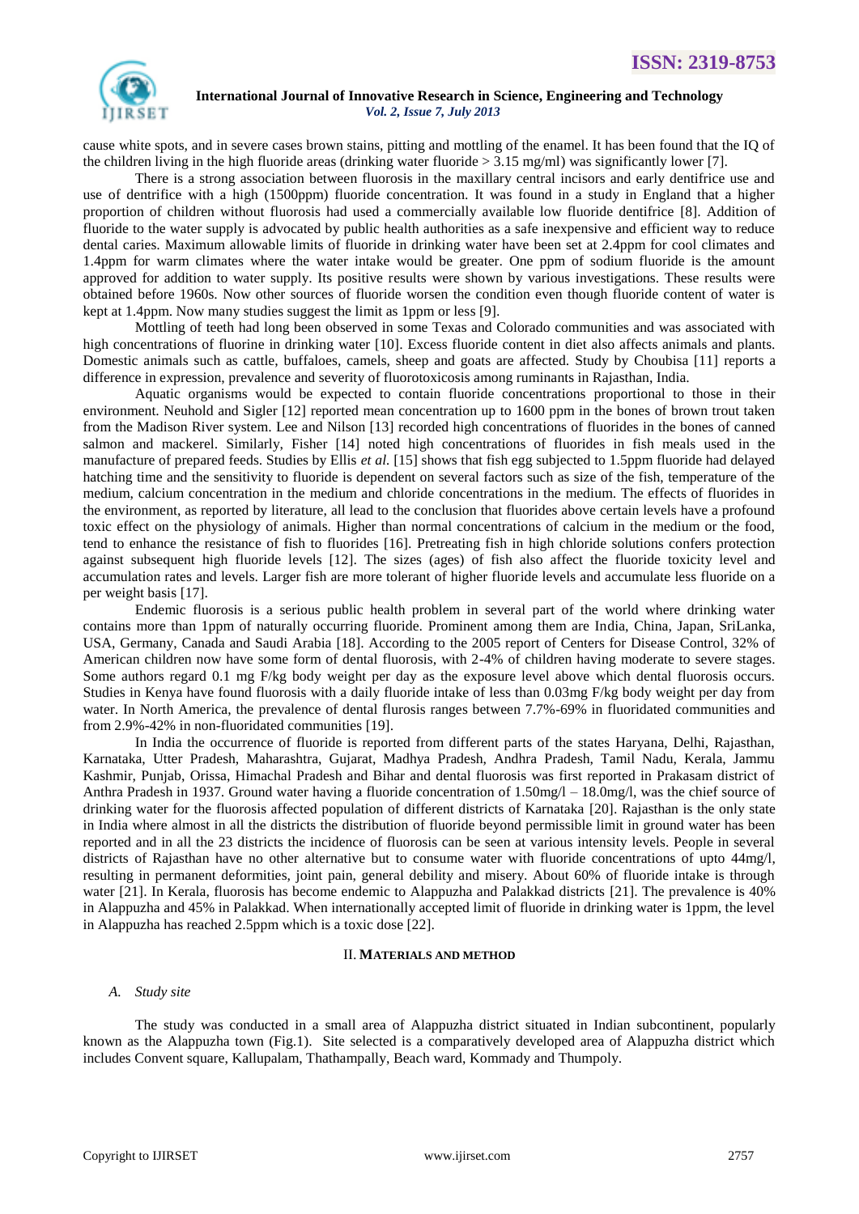cause white spots, and in severe cases brown stains, pitting and mottling of the enamel. It has been found that the IQ of the children living in the high fluoride areas (drinking water fluoride > 3.15 mg/ml) was significantly lower [7].

There is a strong association between fluorosis in the maxillary central incisors and early dentifrice use and use of dentrifice with a high (1500ppm) fluoride concentration. It was found in a study in England that a higher proportion of children without fluorosis had used a commercially available low fluoride dentifrice [8]. Addition of fluoride to the water supply is advocated by public health authorities as a safe inexpensive and efficient way to reduce dental caries. Maximum allowable limits of fluoride in drinking water have been set at 2.4ppm for cool climates and 1.4ppm for warm climates where the water intake would be greater. One ppm of sodium fluoride is the amount approved for addition to water supply. Its positive results were shown by various investigations. These results were obtained before 1960s. Now other sources of fluoride worsen the condition even though fluoride content of water is kept at 1.4ppm. Now many studies suggest the limit as 1ppm or less [9].

Mottling of teeth had long been observed in some Texas and Colorado communities and was associated with high concentrations of fluorine in drinking water [10]. Excess fluoride content in diet also affects animals and plants. Domestic animals such as cattle, buffaloes, camels, sheep and goats are affected. Study by Choubisa [11] reports a difference in expression, prevalence and severity of fluorotoxicosis among ruminants in Rajasthan, India.

Aquatic organisms would be expected to contain fluoride concentrations proportional to those in their environment. Neuhold and Sigler [12] reported mean concentration up to 1600 ppm in the bones of brown trout taken from the Madison River system. Lee and Nilson [13] recorded high concentrations of fluorides in the bones of canned salmon and mackerel. Similarly, Fisher [14] noted high concentrations of fluorides in fish meals used in the manufacture of prepared feeds. Studies by Ellis *et al.* [15] shows that fish egg subjected to 1.5ppm fluoride had delayed hatching time and the sensitivity to fluoride is dependent on several factors such as size of the fish, temperature of the medium, calcium concentration in the medium and chloride concentrations in the medium. The effects of fluorides in the environment, as reported by literature, all lead to the conclusion that fluorides above certain levels have a profound toxic effect on the physiology of animals. Higher than normal concentrations of calcium in the medium or the food, tend to enhance the resistance of fish to fluorides [16]. Pretreating fish in high chloride solutions confers protection against subsequent high fluoride levels [12]. The sizes (ages) of fish also affect the fluoride toxicity level and accumulation rates and levels. Larger fish are more tolerant of higher fluoride levels and accumulate less fluoride on a per weight basis [17].

Endemic fluorosis is a serious public health problem in several part of the world where drinking water contains more than 1ppm of naturally occurring fluoride. Prominent among them are India, China, Japan, SriLanka, USA, Germany, Canada and Saudi Arabia [18]. According to the 2005 report of Centers for Disease Control, 32% of American children now have some form of dental fluorosis, with 2-4% of children having moderate to severe stages. Some authors regard 0.1 mg F/kg body weight per day as the exposure level above which dental fluorosis occurs. Studies in Kenya have found fluorosis with a daily fluoride intake of less than 0.03mg F/kg body weight per day from water. In North America, the prevalence of dental flurosis ranges between 7.7%-69% in fluoridated communities and from 2.9%-42% in non-fluoridated communities [19].

In India the occurrence of fluoride is reported from different parts of the states Haryana, Delhi, Rajasthan, Karnataka, Utter Pradesh, Maharashtra, Gujarat, Madhya Pradesh, Andhra Pradesh, Tamil Nadu, Kerala, Jammu Kashmir, Punjab, Orissa, Himachal Pradesh and Bihar and dental fluorosis was first reported in Prakasam district of Anthra Pradesh in 1937. Ground water having a fluoride concentration of 1.50mg/l – 18.0mg/l, was the chief source of drinking water for the fluorosis affected population of different districts of Karnataka [20]. Rajasthan is the only state in India where almost in all the districts the distribution of fluoride beyond permissible limit in ground water has been reported and in all the 23 districts the incidence of fluorosis can be seen at various intensity levels. People in several districts of Rajasthan have no other alternative but to consume water with fluoride concentrations of upto 44mg/l, resulting in permanent deformities, joint pain, general debility and misery. About 60% of fluoride intake is through water [21]. In Kerala, fluorosis has become endemic to Alappuzha and Palakkad districts [21]. The prevalence is 40% in Alappuzha and 45% in Palakkad. When internationally accepted limit of fluoride in drinking water is 1ppm, the level in Alappuzha has reached 2.5ppm which is a toxic dose [22].

## II. MATERIALS AND METHOD

### A. *Study site*

The study was conducted in a small area of Alappuzha district situated in Indian subcontinent, popularly known as the Alappuzha town (Fig.1). Site selected is a comparatively developed area of Alappuzha district which includes Convent square, Kallupalam, Thathampally, Beach ward, Kommady and Thumpoly.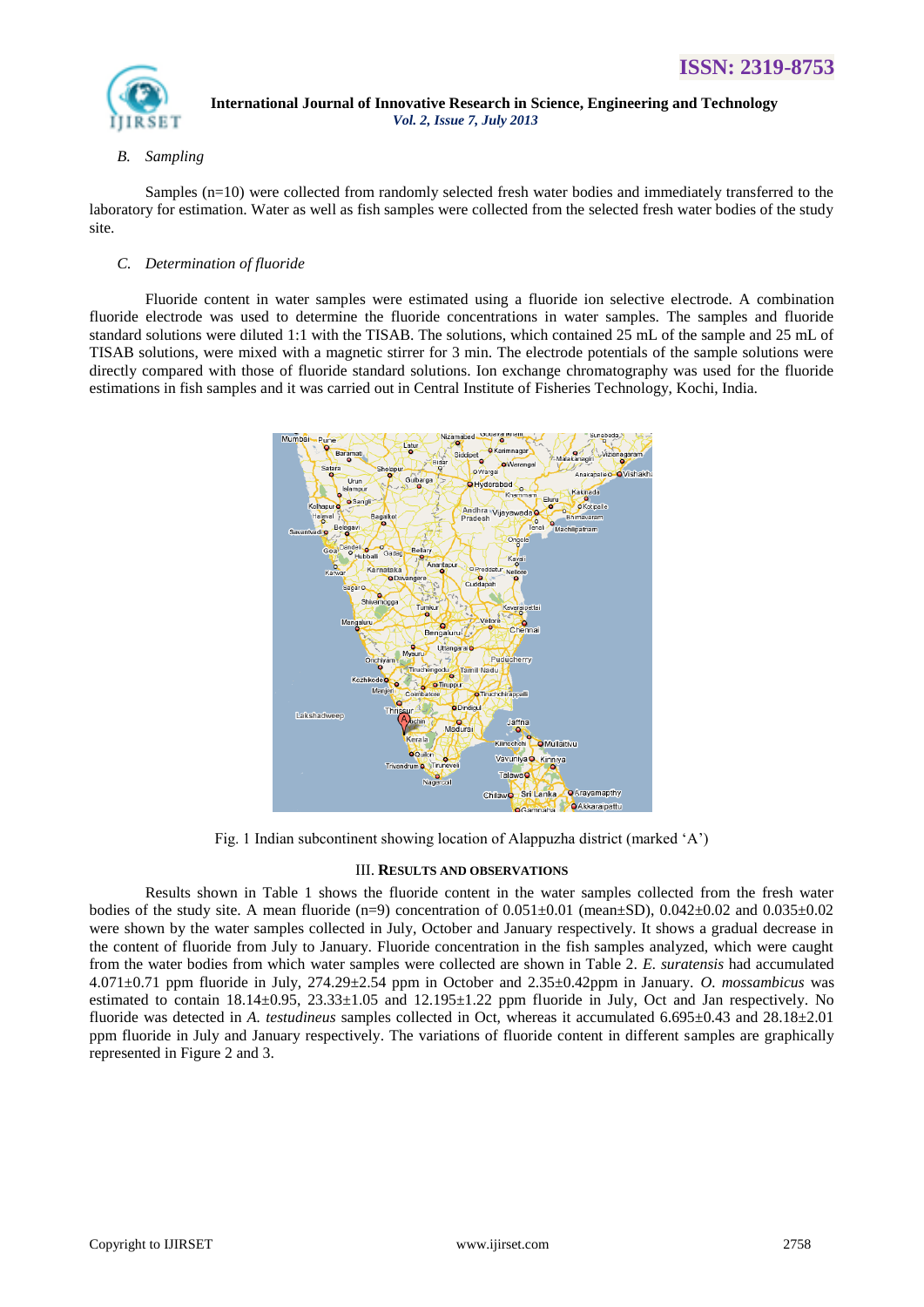### B. *Sampling*

Samples (n=10) were collected from randomly selected fresh water bodies and immediately transferred to the laboratory for estimation. Water as well as fish samples were collected from the selected fresh water bodies of the study site.

### C. *Determination of fluoride*

Fluoride content in water samples were estimated using a fluoride ion selective electrode. A combination fluoride electrode was used to determine the fluoride concentrations in water samples. The samples and fluoride standard solutions were diluted 1:1 with the TISAB. The solutions, which contained 25 mL of the sample and 25 mL of TISAB solutions, were mixed with a magnetic stirrer for 3 min. The electrode potentials of the sample solutions were directly compared with those of fluoride standard solutions. Ion exchange chromatography was used for the fluoride estimations in fish samples and it was carried out in Central Institute of Fisheries Technology, Kochi, India.

Fig. 1 Indian subcontinent showing location of Alappuzha district (marked 'A')

## III. RESULTS AND OBSERVATIONS

Results shown in Table 1 shows the fluoride content in the water samples collected from the fresh water bodies of the study site. A mean fluoride (n=9) concentration of 0.051±0.01 (mean±SD), 0.042±0.02 and 0.035±0.02 were shown by the water samples collected in July, October and January respectively. It shows a gradual decrease in the content of fluoride from July to January. Fluoride concentration in the fish samples analyzed, which were caught from the water bodies from which water samples were collected are shown in Table 2. *E. suratensis* had accumulated 4.071±0.71 ppm fluoride in July, 274.29±2.54 ppm in October and 2.35±0.42ppm in January. *O. mossambicus* was estimated to contain 18.14±0.95, 23.33±1.05 and 12.195±1.22 ppm fluoride in July, Oct and Jan respectively. No fluoride was detected in *A. testudineus* samples collected in Oct, whereas it accumulated 6.695±0.43 and 28.18±2.01 ppm fluoride in July and January respectively. The variations of fluoride content in different samples are graphically represented in Figure 2 and 3.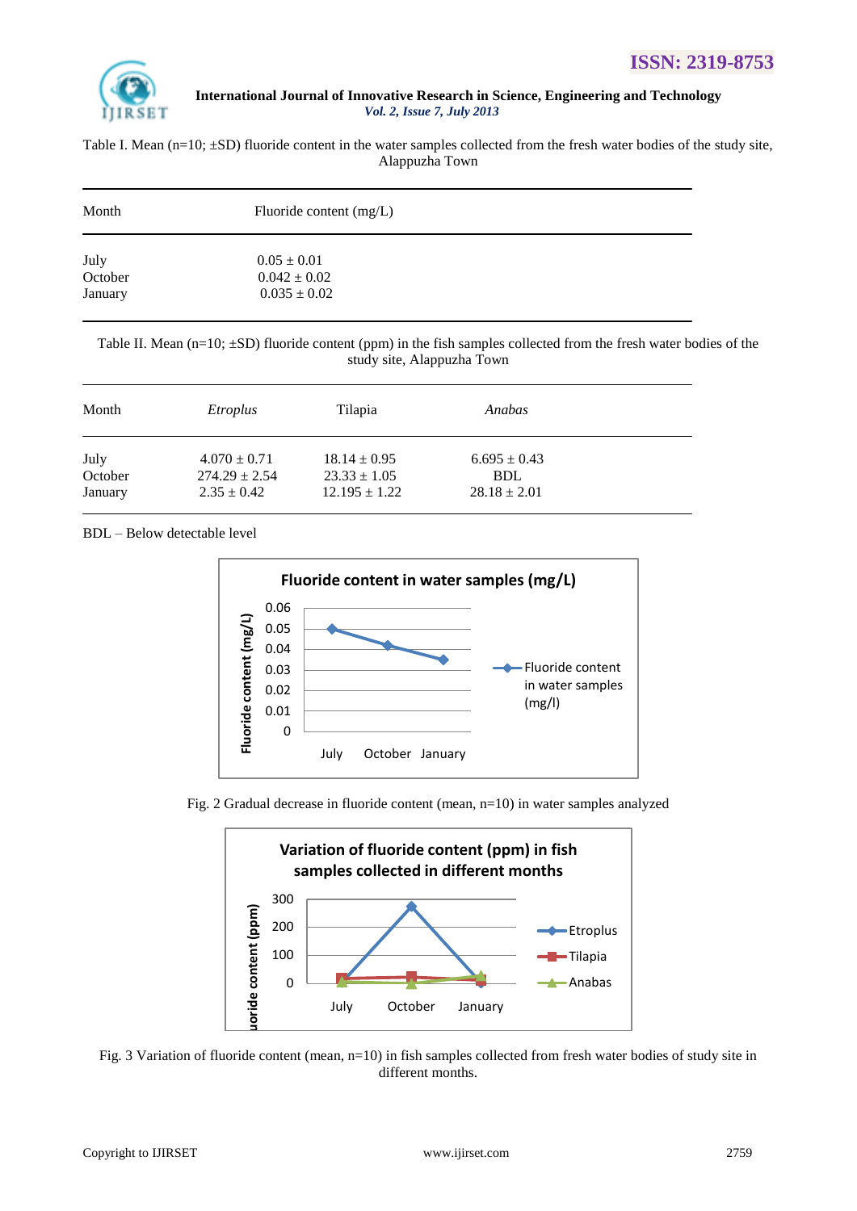Table I. Mean (n=10; ±SD) fluoride content in the water samples collected from the fresh water bodies of the study site, Alappuzha Town

| Month | Fluoride content (mg/L) |
|---|---|
| July | 0.05 ± 0.01 |
| October | 0.042 ± 0.02 |
| January | 0.035 ± 0.02 |

Table II. Mean (n=10; ±SD) fluoride content (ppm) in the fish samples collected from the fresh water bodies of the study site, Alappuzha Town

| Month | *Etroplus* | Tilapia | *Anabas* |
|---|---|---|---|
| July | 4.070 ± 0.71 | 18.14 ± 0.95 | 6.695 ± 0.43 |
| October | 274.29 ± 2.54 | 23.33 ± 1.05 | BDL |
| January | 2.35 ± 0.42 | 12.195 ± 1.22 | 28.18 ± 2.01 |

BDL – Below detectable level

Fig. 2 Gradual decrease in fluoride content (mean, n=10) in water samples analyzed

Fig. 3 Variation of fluoride content (mean, n=10) in fish samples collected from fresh water bodies of study site in different months.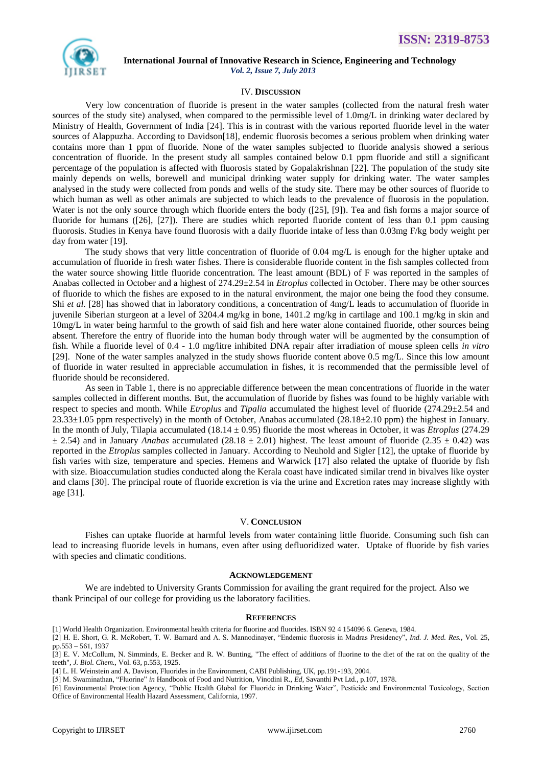## IV. Discussion

Very low concentration of fluoride is present in the water samples (collected from the natural fresh water sources of the study site) analysed, when compared to the permissible level of 1.0mg/L in drinking water declared by Ministry of Health, Government of India [24]. This is in contrast with the various reported fluoride level in the water sources of Alappuzha. According to Davidson[18], endemic fluorosis becomes a serious problem when drinking water contains more than 1 ppm of fluoride. None of the water samples subjected to fluoride analysis showed a serious concentration of fluoride. In the present study all samples contained below 0.1 ppm fluoride and still a significant percentage of the population is affected with fluorosis stated by Gopalakrishnan [22]. The population of the study site mainly depends on wells, borewell and municipal drinking water supply for drinking water. The water samples analysed in the study were collected from ponds and wells of the study site. There may be other sources of fluoride to which human as well as other animals are subjected to which leads to the prevalence of fluorosis in the population. Water is not the only source through which fluoride enters the body ([25], [9]). Tea and fish forms a major source of fluoride for humans ([26], [27]). There are studies which reported fluoride content of less than 0.1 ppm causing fluorosis. Studies in Kenya have found fluorosis with a daily fluoride intake of less than 0.03mg F/kg body weight per day from water [19].

The study shows that very little concentration of fluoride of 0.04 mg/L is enough for the higher uptake and accumulation of fluoride in fresh water fishes. There is considerable fluoride content in the fish samples collected from the water source showing little fluoride concentration. The least amount (BDL) of F was reported in the samples of Anabas collected in October and a highest of 274.29±2.54 in *Etroplus* collected in October. There may be other sources of fluoride to which the fishes are exposed to in the natural environment, the major one being the food they consume. Shi *et al.* [28] has showed that in laboratory conditions, a concentration of 4mg/L leads to accumulation of fluoride in juvenile Siberian sturgeon at a level of 3204.4 mg/kg in bone, 1401.2 mg/kg in cartilage and 100.1 mg/kg in skin and 10mg/L in water being harmful to the growth of said fish and here water alone contained fluoride, other sources being absent. Therefore the entry of fluoride into the human body through water will be augmented by the consumption of fish. While a fluoride level of 0.4 - 1.0 mg/litre inhibited DNA repair after irradiation of mouse spleen cells *in vitro* [29]. None of the water samples analyzed in the study shows fluoride content above 0.5 mg/L. Since this low amount of fluoride in water resulted in appreciable accumulation in fishes, it is recommended that the permissible level of fluoride should be reconsidered.

As seen in Table 1, there is no appreciable difference between the mean concentrations of fluoride in the water samples collected in different months. But, the accumulation of fluoride by fishes was found to be highly variable with respect to species and month. While *Etroplus* and *Tipalia* accumulated the highest level of fluoride (274.29±2.54 and 23.33±1.05 ppm respectively) in the month of October, Anabas accumulated (28.18±2.10 ppm) the highest in January. In the month of July, Tilapia accumulated (18.14 ± 0.95) fluoride the most whereas in October, it was *Etroplus* (274.29 ± 2.54) and in January *Anabas* accumulated (28.18 ± 2.01) highest. The least amount of fluoride (2.35 ± 0.42) was reported in the *Etroplus* samples collected in January. According to Neuhold and Sigler [12], the uptake of fluoride by fish varies with size, temperature and species. Hemens and Warwick [17] also related the uptake of fluoride by fish with size. Bioaccumulation studies conducted along the Kerala coast have indicated similar trend in bivalves like oyster and clams [30]. The principal route of fluoride excretion is via the urine and Excretion rates may increase slightly with age [31].

## V. Conclusion

Fishes can uptake fluoride at harmful levels from water containing little fluoride. Consuming such fish can lead to increasing fluoride levels in humans, even after using defluoridized water. Uptake of fluoride by fish varies with species and climatic conditions.

## Acknowledgement

We are indebted to University Grants Commission for availing the grant required for the project. Also we thank Principal of our college for providing us the laboratory facilities.

## References

[1] World Health Organization. Environmental health criteria for fluorine and fluorides. ISBN 92 4 154096 6. Geneva, 1984.

[2] H. E. Short, G. R. McRobert, T. W. Barnard and A. S. Mannodinayer, "Endemic fluorosis in Madras Presidency", *Ind. J. Med. Res.*, Vol. 25, pp.553 – 561, 1937

[3] E. V. McCollum, N. Simminds, E. Becker and R. W. Bunting, "The effect of additions of fluorine to the diet of the rat on the quality of the teeth", *J. Biol. Chem.*, Vol. 63, p.553, 1925.

[4] L. H. Weinstein and A. Davison, Fluorides in the Environment, CABI Publishing, UK, pp.191-193, 2004.

[5] M. Swaminathan, "Fluorine" *in* Handbook of Food and Nutrition, Vinodini R., *Ed*, Savanthi Pvt Ltd., p.107, 1978.

[6] Environmental Protection Agency, "Public Health Global for Fluoride in Drinking Water", Pesticide and Environmental Toxicology, Section Office of Environmental Health Hazard Assessment, California, 1997.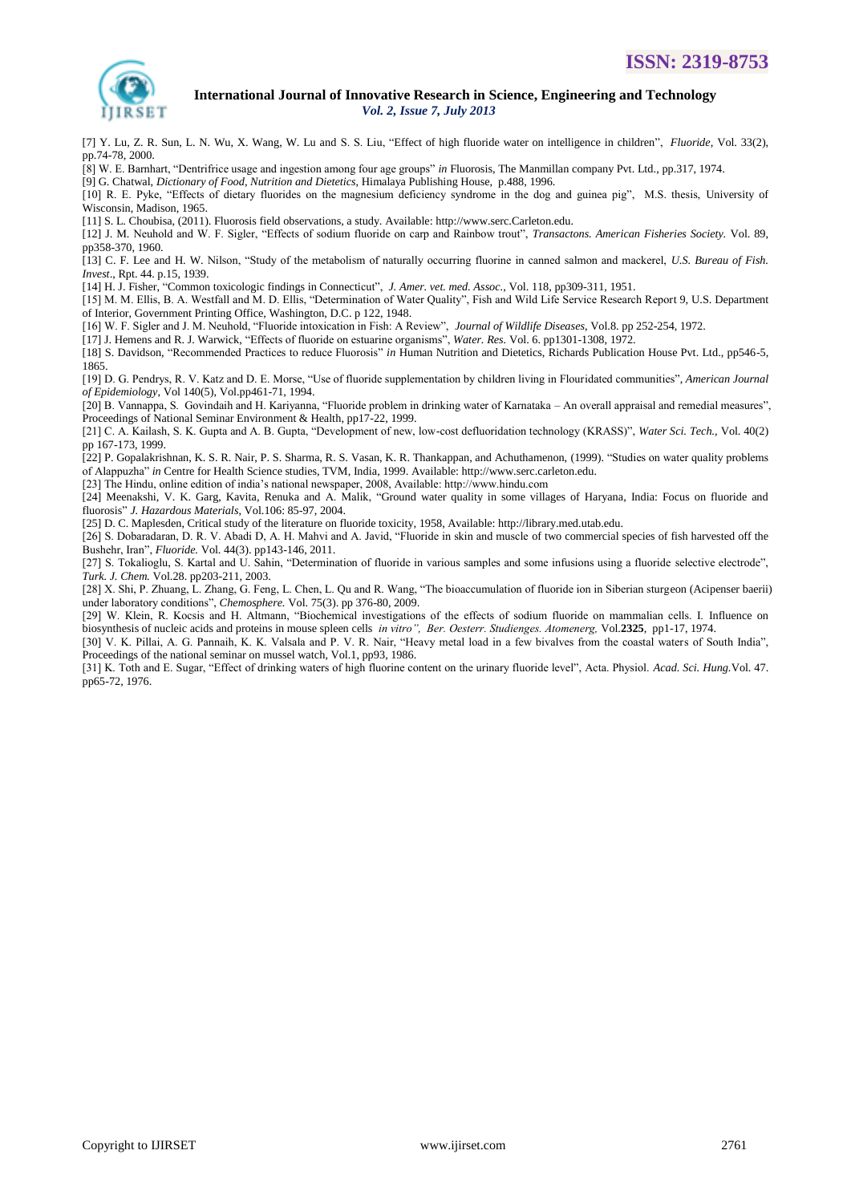[7] Y. Lu, Z. R. Sun, L. N. Wu, X. Wang, W. Lu and S. S. Liu, "Effect of high fluoride water on intelligence in children", *Fluoride*, Vol. 33(2), pp.74-78, 2000.

[8] W. E. Barnhart, "Dentrifrice usage and ingestion among four age groups" *in* Fluorosis, The Manmillan company Pvt. Ltd., pp.317, 1974.

[9] G. Chatwal, *Dictionary of Food, Nutrition and Dietetics*, Himalaya Publishing House, p.488, 1996.

[10] R. E. Pyke, "Effects of dietary fluorides on the magnesium deficiency syndrome in the dog and guinea pig", M.S. thesis, University of Wisconsin, Madison, 1965.

[11] S. L. Choubisa, (2011). Fluorosis field observations, a study. Available: http://www.serc.Carleton.edu.

[12] J. M. Neuhold and W. F. Sigler, "Effects of sodium fluoride on carp and Rainbow trout", *Transactons. American Fisheries Society.* Vol. 89, pp358-370, 1960.

[13] C. F. Lee and H. W. Nilson, "Study of the metabolism of naturally occurring fluorine in canned salmon and mackerel, *U.S. Bureau of Fish. Invest*., Rpt. 44. p.15, 1939.

[14] H. J. Fisher, "Common toxicologic findings in Connecticut", *J. Amer. vet. med. Assoc.*, Vol. 118, pp309-311, 1951.

[15] M. M. Ellis, B. A. Westfall and M. D. Ellis, "Determination of Water Quality", Fish and Wild Life Service Research Report 9, U.S. Department of Interior, Government Printing Office, Washington, D.C. p 122, 1948.

[16] W. F. Sigler and J. M. Neuhold, "Fluoride intoxication in Fish: A Review", *Journal of Wildlife Diseases*, Vol.8. pp 252-254, 1972.

[17] J. Hemens and R. J. Warwick, "Effects of fluoride on estuarine organisms", *Water. Res.* Vol. 6. pp1301-1308, 1972.

[18] S. Davidson, "Recommended Practices to reduce Fluorosis" *in* Human Nutrition and Dietetics, Richards Publication House Pvt. Ltd., pp546-5, 1865.

[19] D. G. Pendrys, R. V. Katz and D. E. Morse, "Use of fluoride supplementation by children living in Flouridated communities", *American Journal of Epidemiology*, Vol 140(5), Vol.pp461-71, 1994.

[20] B. Vannappa, S. Govindaih and H. Kariyanna, "Fluoride problem in drinking water of Karnataka – An overall appraisal and remedial measures", Proceedings of National Seminar Environment & Health, pp17-22, 1999.

[21] C. A. Kailash, S. K. Gupta and A. B. Gupta, "Development of new, low-cost defluoridation technology (KRASS)", *Water Sci. Tech.*, Vol. 40(2) pp 167-173, 1999.

[22] P. Gopalakrishnan, K. S. R. Nair, P. S. Sharma, R. S. Vasan, K. R. Thankappan, and Achuthamenon, (1999). "Studies on water quality problems of Alappuzha" *in* Centre for Health Science studies, TVM, India, 1999. Available: http://www.serc.carleton.edu.

[23] The Hindu, online edition of india's national newspaper, 2008, Available: http://www.hindu.com

[24] Meenakshi, V. K. Garg, Kavita, Renuka and A. Malik, "Ground water quality in some villages of Haryana, India: Focus on fluoride and fluorosis" *J. Hazardous Materials*, Vol.106: 85-97, 2004.

[25] D. C. Maplesden, Critical study of the literature on fluoride toxicity, 1958, Available: http://library.med.utab.edu.

[26] S. Dobaradaran, D. R. V. Abadi D, A. H. Mahvi and A. Javid, "Fluoride in skin and muscle of two commercial species of fish harvested off the Bushehr, Iran", *Fluoride.* Vol. 44(3). pp143-146, 2011.

[27] S. Tokalioglu, S. Kartal and U. Sahin, "Determination of fluoride in various samples and some infusions using a fluoride selective electrode", *Turk. J. Chem.* Vol.28. pp203-211, 2003.

[28] X. Shi, P. Zhuang, L. Zhang, G. Feng, L. Chen, L. Qu and R. Wang, "The bioaccumulation of fluoride ion in Siberian sturgeon (Acipenser baerii) under laboratory conditions", *Chemosphere.* Vol. 75(3). pp 376-80, 2009.

[29] W. Klein, R. Kocsis and H. Altmann, "Biochemical investigations of the effects of sodium fluoride on mammalian cells. I. Influence on biosynthesis of nucleic acids and proteins in mouse spleen cells *in vitro", Ber. Oesterr. Studienges. Atomenerg,* Vol.**2325**, pp1-17, 1974.

[30] V. K. Pillai, A. G. Pannaih, K. K. Valsala and P. V. R. Nair, "Heavy metal load in a few bivalves from the coastal waters of South India", Proceedings of the national seminar on mussel watch, Vol.1, pp93, 1986.

[31] K. Toth and E. Sugar, "Effect of drinking waters of high fluorine content on the urinary fluoride level", Acta. Physiol. *Acad. Sci. Hung.*Vol. 47. pp65-72, 1976.